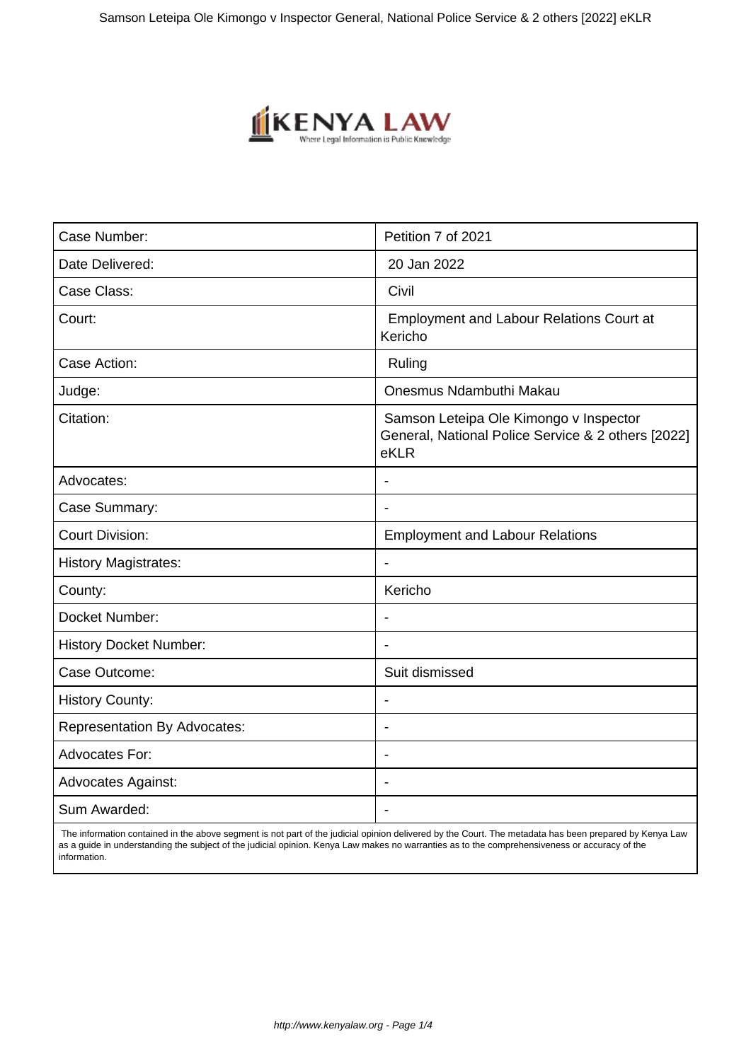| Case Number: | Petition 7 of 2021 |
| --- | --- |
| Date Delivered: | 20 Jan 2022 |
| Case Class: | Civil |
| Court: | Employment and Labour Relations Court at Kericho |
| Case Action: | Ruling |
| Judge: | Onesmus Ndambuthi Makau |
| Citation: | Samson Leteipa Ole Kimongo v Inspector General, National Police Service & 2 others [2022] eKLR |
| Advocates: | - |
| Case Summary: | - |
| Court Division: | Employment and Labour Relations |
| History Magistrates: | - |
| County: | Kericho |
| Docket Number: | - |
| History Docket Number: | - |
| Case Outcome: | Suit dismissed |
| History County: | - |
| Representation By Advocates: | - |
| Advocates For: | - |
| Advocates Against: | - |
| Sum Awarded: | - |

The information contained in the above segment is not part of the judicial opinion delivered by the Court. The metadata has been prepared by Kenya Law as a guide in understanding the subject of the judicial opinion. Kenya Law makes no warranties as to the comprehensiveness or accuracy of the information.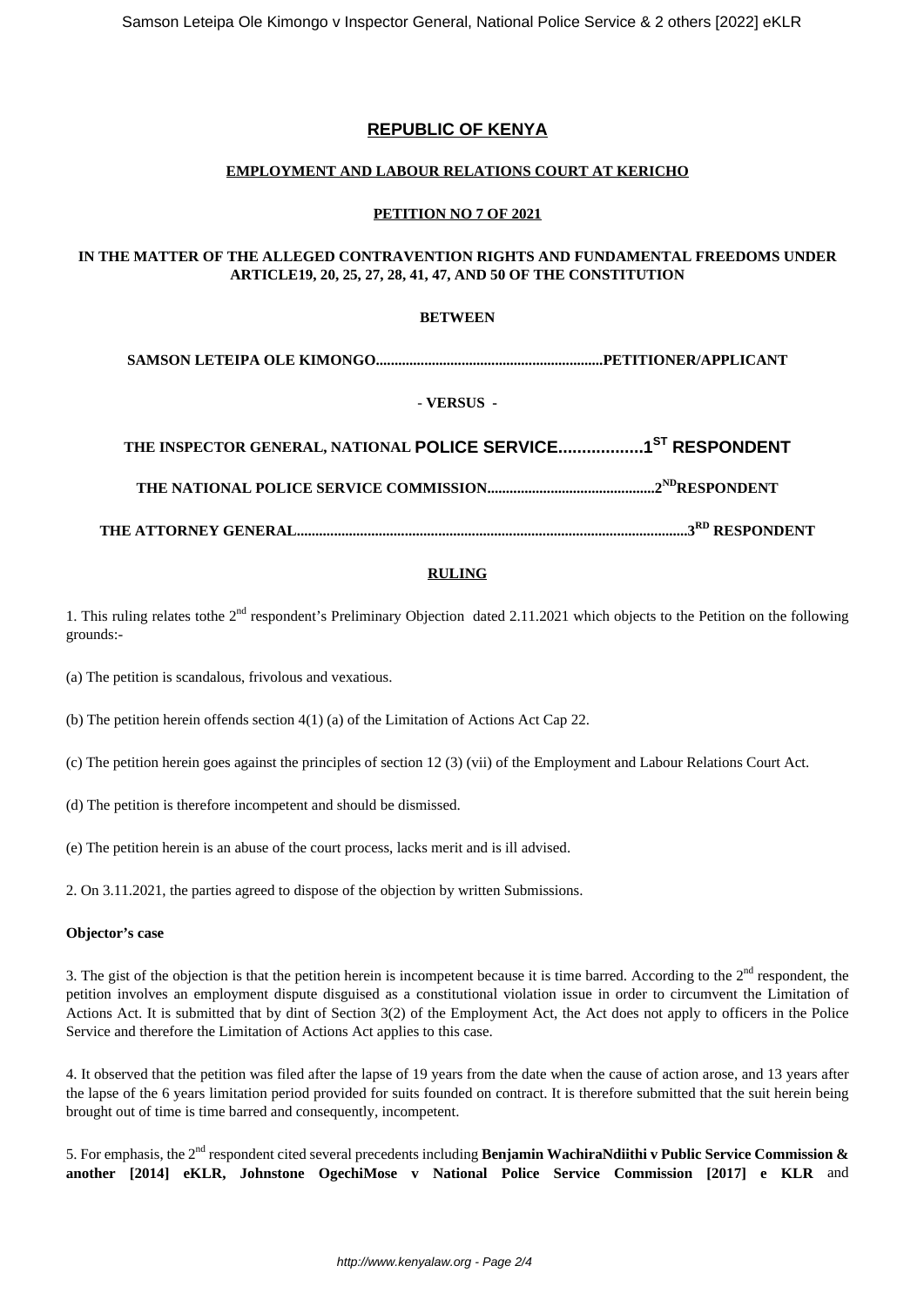# REPUBLIC OF KENYA

**EMPLOYMENT AND LABOUR RELATIONS COURT AT KERICHO**

**PETITION NO 7 OF 2021**

**IN THE MATTER OF THE ALLEGED CONTRAVENTION RIGHTS AND FUNDAMENTAL FREEDOMS UNDER ARTICLE19, 20, 25, 27, 28, 41, 47, AND 50 OF THE CONSTITUTION**

**BETWEEN**

**SAMSON LETEIPA OLE KIMONGO.............................................................PETITIONER/APPLICANT**

**- VERSUS -**

**THE INSPECTOR GENERAL, NATIONAL POLICE SERVICE..................1ST RESPONDENT**

**THE NATIONAL POLICE SERVICE COMMISSION.............................................2ND RESPONDENT**

**THE ATTORNEY GENERAL..........................................................................................................3RD RESPONDENT**

**RULING**

1. This ruling relates tothe 2nd respondent's Preliminary Objection dated 2.11.2021 which objects to the Petition on the following grounds:-

(a) The petition is scandalous, frivolous and vexatious.

(b) The petition herein offends section 4(1) (a) of the Limitation of Actions Act Cap 22.

(c) The petition herein goes against the principles of section 12 (3) (vii) of the Employment and Labour Relations Court Act.

(d) The petition is therefore incompetent and should be dismissed.

(e) The petition herein is an abuse of the court process, lacks merit and is ill advised.

2. On 3.11.2021, the parties agreed to dispose of the objection by written Submissions.

**Objector's case**

3. The gist of the objection is that the petition herein is incompetent because it is time barred. According to the 2nd respondent, the petition involves an employment dispute disguised as a constitutional violation issue in order to circumvent the Limitation of Actions Act. It is submitted that by dint of Section 3(2) of the Employment Act, the Act does not apply to officers in the Police Service and therefore the Limitation of Actions Act applies to this case.

4. It observed that the petition was filed after the lapse of 19 years from the date when the cause of action arose, and 13 years after the lapse of the 6 years limitation period provided for suits founded on contract. It is therefore submitted that the suit herein being brought out of time is time barred and consequently, incompetent.

5. For emphasis, the 2nd respondent cited several precedents including **Benjamin WachiraNdiithi v Public Service Commission & another [2014] eKLR, Johnstone OgechiMose v National Police Service Commission [2017] e KLR** and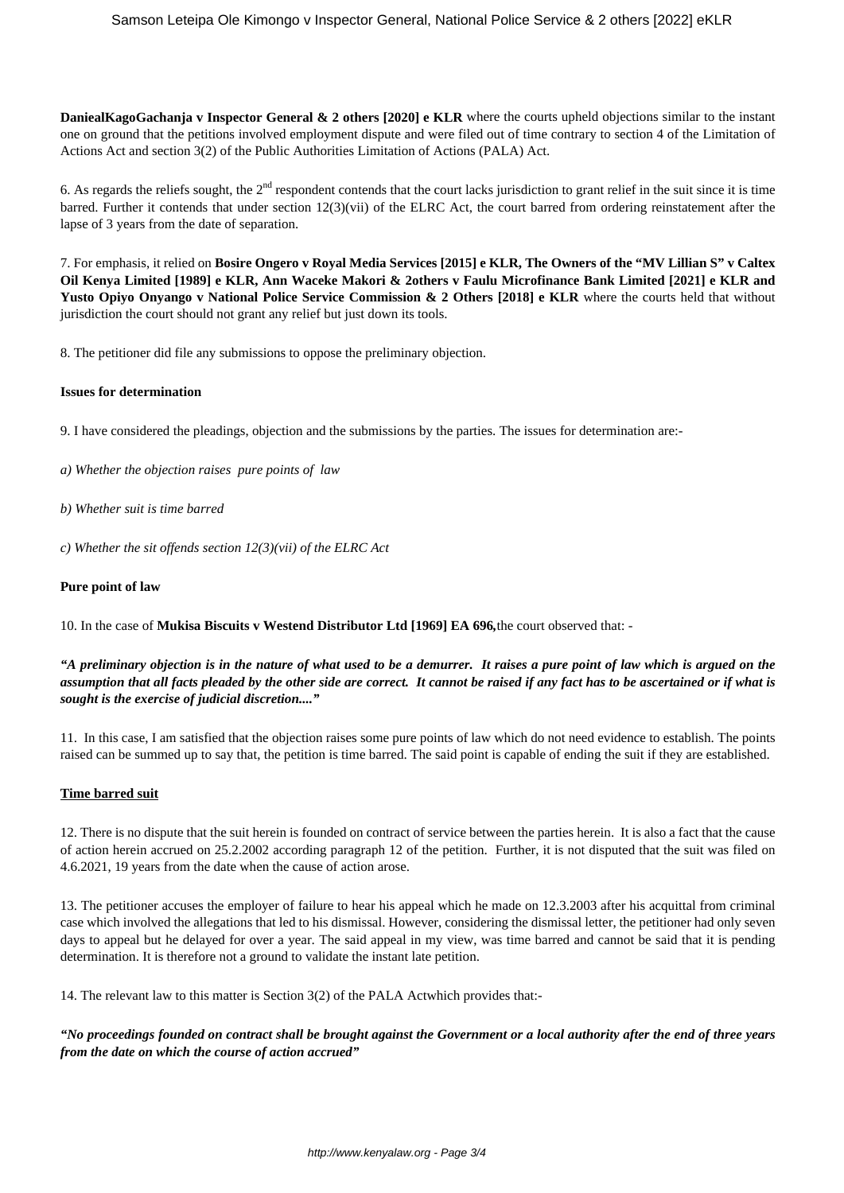**DaniealKagoGachanja v Inspector General & 2 others [2020] e KLR** where the courts upheld objections similar to the instant one on ground that the petitions involved employment dispute and were filed out of time contrary to section 4 of the Limitation of Actions Act and section 3(2) of the Public Authorities Limitation of Actions (PALA) Act.

6. As regards the reliefs sought, the 2nd respondent contends that the court lacks jurisdiction to grant relief in the suit since it is time barred. Further it contends that under section 12(3)(vii) of the ELRC Act, the court barred from ordering reinstatement after the lapse of 3 years from the date of separation.

7. For emphasis, it relied on **Bosire Ongero v Royal Media Services [2015] e KLR, The Owners of the "MV Lillian S" v Caltex Oil Kenya Limited [1989] e KLR, Ann Waceke Makori & 2others v Faulu Microfinance Bank Limited [2021] e KLR and Yusto Opiyo Onyango v National Police Service Commission & 2 Others [2018] e KLR** where the courts held that without jurisdiction the court should not grant any relief but just down its tools.

8. The petitioner did file any submissions to oppose the preliminary objection.

**Issues for determination**

9. I have considered the pleadings, objection and the submissions by the parties. The issues for determination are:-

*a) Whether the objection raises pure points of law*

*b) Whether suit is time barred*

*c) Whether the sit offends section 12(3)(vii) of the ELRC Act*

**Pure point of law**

10. In the case of **Mukisa Biscuits v Westend Distributor Ltd [1969] EA 696,** the court observed that: -

***"A preliminary objection is in the nature of what used to be a demurrer. It raises a pure point of law which is argued on the assumption that all facts pleaded by the other side are correct. It cannot be raised if any fact has to be ascertained or if what is sought is the exercise of judicial discretion...."***

11. In this case, I am satisfied that the objection raises some pure points of law which do not need evidence to establish. The points raised can be summed up to say that, the petition is time barred. The said point is capable of ending the suit if they are established.

**Time barred suit**

12. There is no dispute that the suit herein is founded on contract of service between the parties herein. It is also a fact that the cause of action herein accrued on 25.2.2002 according paragraph 12 of the petition. Further, it is not disputed that the suit was filed on 4.6.2021, 19 years from the date when the cause of action arose.

13. The petitioner accuses the employer of failure to hear his appeal which he made on 12.3.2003 after his acquittal from criminal case which involved the allegations that led to his dismissal. However, considering the dismissal letter, the petitioner had only seven days to appeal but he delayed for over a year. The said appeal in my view, was time barred and cannot be said that it is pending determination. It is therefore not a ground to validate the instant late petition.

14. The relevant law to this matter is Section 3(2) of the PALA Actwhich provides that:-

***"No proceedings founded on contract shall be brought against the Government or a local authority after the end of three years from the date on which the course of action accrued"***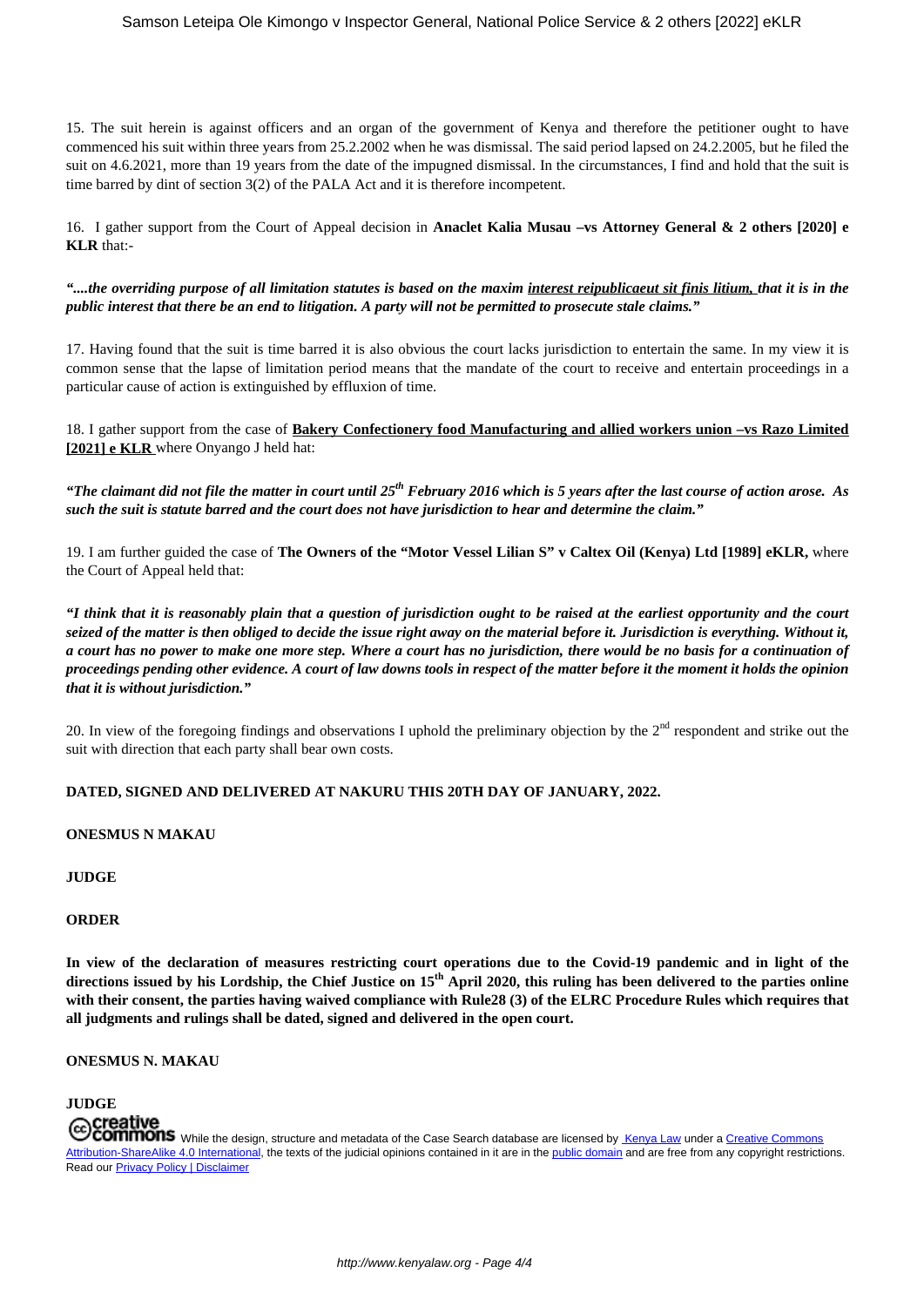15. The suit herein is against officers and an organ of the government of Kenya and therefore the petitioner ought to have commenced his suit within three years from 25.2.2002 when he was dismissal. The said period lapsed on 24.2.2005, but he filed the suit on 4.6.2021, more than 19 years from the date of the impugned dismissal. In the circumstances, I find and hold that the suit is time barred by dint of section 3(2) of the PALA Act and it is therefore incompetent.

16. I gather support from the Court of Appeal decision in **Anaclet Kalia Musau –vs Attorney General & 2 others [2020] e KLR** that:-

***"....the overriding purpose of all limitation statutes is based on the maxim <u>interest reipublicaeut sit finis litium,</u> that it is in the public interest that there be an end to litigation. A party will not be permitted to prosecute stale claims."***

17. Having found that the suit is time barred it is also obvious the court lacks jurisdiction to entertain the same. In my view it is common sense that the lapse of limitation period means that the mandate of the court to receive and entertain proceedings in a particular cause of action is extinguished by effluxion of time.

18. I gather support from the case of **<u>Bakery Confectionery food Manufacturing and allied workers union –vs Razo Limited [2021] e KLR</u>** where Onyango J held hat:

***"The claimant did not file the matter in court until 25th February 2016 which is 5 years after the last course of action arose. As such the suit is statute barred and the court does not have jurisdiction to hear and determine the claim."***

19. I am further guided the case of **The Owners of the "Motor Vessel Lilian S" v Caltex Oil (Kenya) Ltd [1989] eKLR,** where the Court of Appeal held that:

***"I think that it is reasonably plain that a question of jurisdiction ought to be raised at the earliest opportunity and the court seized of the matter is then obliged to decide the issue right away on the material before it. Jurisdiction is everything. Without it, a court has no power to make one more step. Where a court has no jurisdiction, there would be no basis for a continuation of proceedings pending other evidence. A court of law downs tools in respect of the matter before it the moment it holds the opinion that it is without jurisdiction."***

20. In view of the foregoing findings and observations I uphold the preliminary objection by the 2nd respondent and strike out the suit with direction that each party shall bear own costs.

**DATED, SIGNED AND DELIVERED AT NAKURU THIS 20TH DAY OF JANUARY, 2022.**

**ONESMUS N MAKAU**

**JUDGE**

**ORDER**

**In view of the declaration of measures restricting court operations due to the Covid-19 pandemic and in light of the directions issued by his Lordship, the Chief Justice on 15th April 2020, this ruling has been delivered to the parties online with their consent, the parties having waived compliance with Rule28 (3) of the ELRC Procedure Rules which requires that all judgments and rulings shall be dated, signed and delivered in the open court.**

**ONESMUS N. MAKAU**

**JUDGE**

While the design, structure and metadata of the Case Search database are licensed by Kenya Law under a Creative Commons Attribution-ShareAlike 4.0 International, the texts of the judicial opinions contained in it are in the public domain and are free from any copyright restrictions. Read our Privacy Policy | Disclaimer